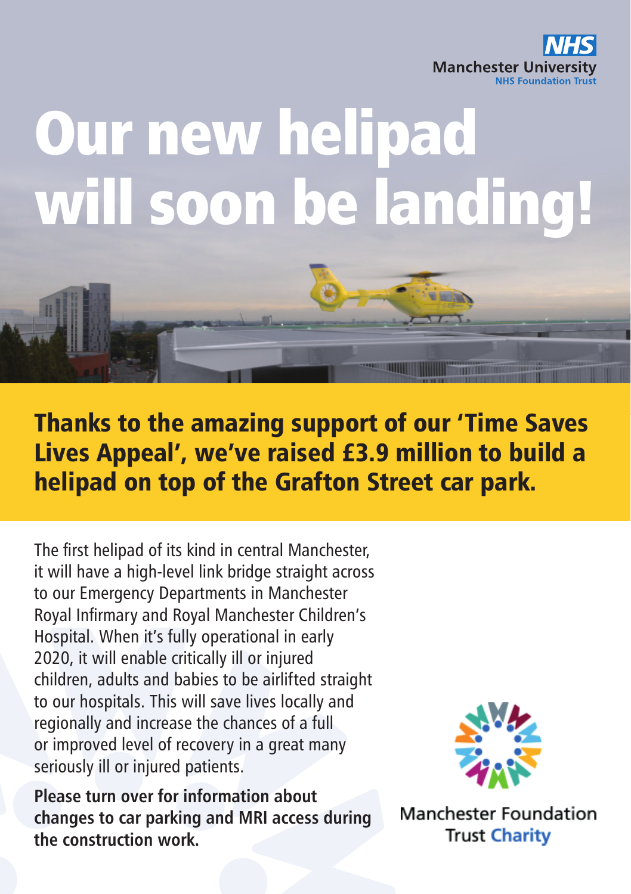NHS
Manchester University
NHS Foundation Trust

# Our new helipad will soon be landing!

## Thanks to the amazing support of our 'Time Saves Lives Appeal', we've raised £3.9 million to build a helipad on top of the Grafton Street car park.

The first helipad of its kind in central Manchester, it will have a high-level link bridge straight across to our Emergency Departments in Manchester Royal Infirmary and Royal Manchester Children's Hospital. When it's fully operational in early 2020, it will enable critically ill or injured children, adults and babies to be airlifted straight to our hospitals. This will save lives locally and regionally and increase the chances of a full or improved level of recovery in a great many seriously ill or injured patients.

**Please turn over for information about changes to car parking and MRI access during the construction work.**

Manchester Foundation Trust Charity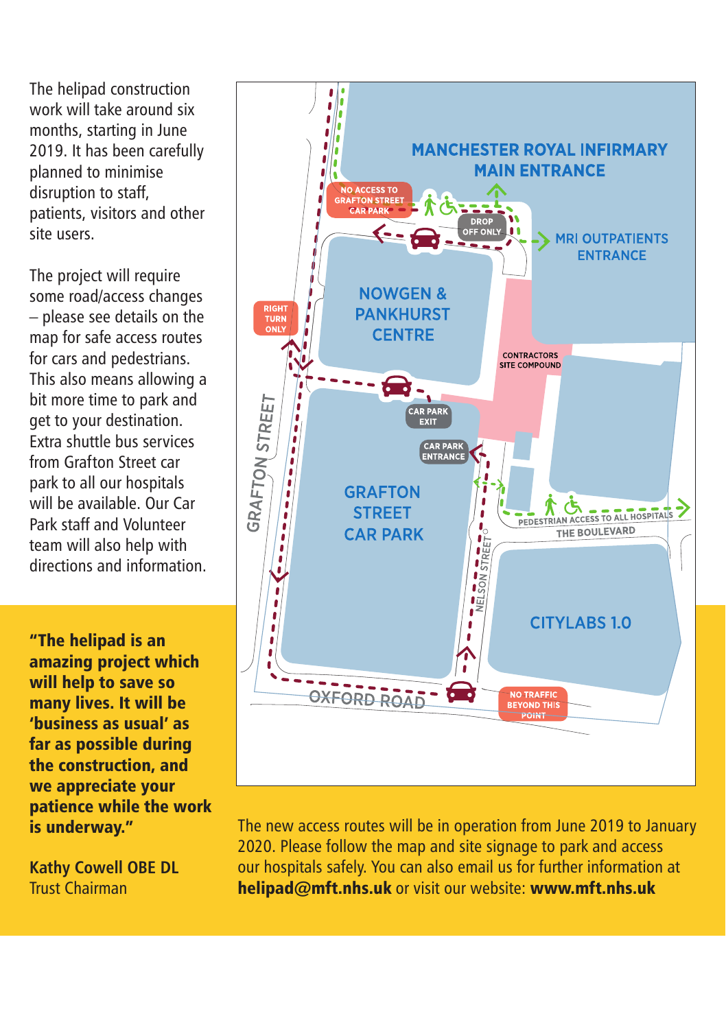The helipad construction work will take around six months, starting in June 2019. It has been carefully planned to minimise disruption to staff, patients, visitors and other site users.

The project will require some road/access changes – please see details on the map for safe access routes for cars and pedestrians. This also means allowing a bit more time to park and get to your destination. Extra shuttle bus services from Grafton Street car park to all our hospitals will be available. Our Car Park staff and Volunteer team will also help with directions and information.

**"The helipad is an amazing project which will help to save so many lives. It will be 'business as usual' as far as possible during the construction, and we appreciate your patience while the work is underway."**

**Kathy Cowell OBE DL**
Trust Chairman

MANCHESTER ROYAL INFIRMARY MAIN ENTRANCE

NO ACCESS TO GRAFTON STREET CAR PARK

DROP OFF ONLY

MRI OUTPATIENTS ENTRANCE

NOWGEN & PANKHURST CENTRE

RIGHT TURN ONLY

CONTRACTORS SITE COMPOUND

CAR PARK EXIT

CAR PARK ENTRANCE

GRAFTON STREET

GRAFTON STREET CAR PARK

PEDESTRIAN ACCESS TO ALL HOSPITALS

THE BOULEVARD

NELSON STREET

CITYLABS 1.0

OXFORD ROAD

NO TRAFFIC BEYOND THIS POINT

The new access routes will be in operation from June 2019 to January 2020. Please follow the map and site signage to park and access our hospitals safely. You can also email us for further information at **helipad@mft.nhs.uk** or visit our website: **www.mft.nhs.uk**